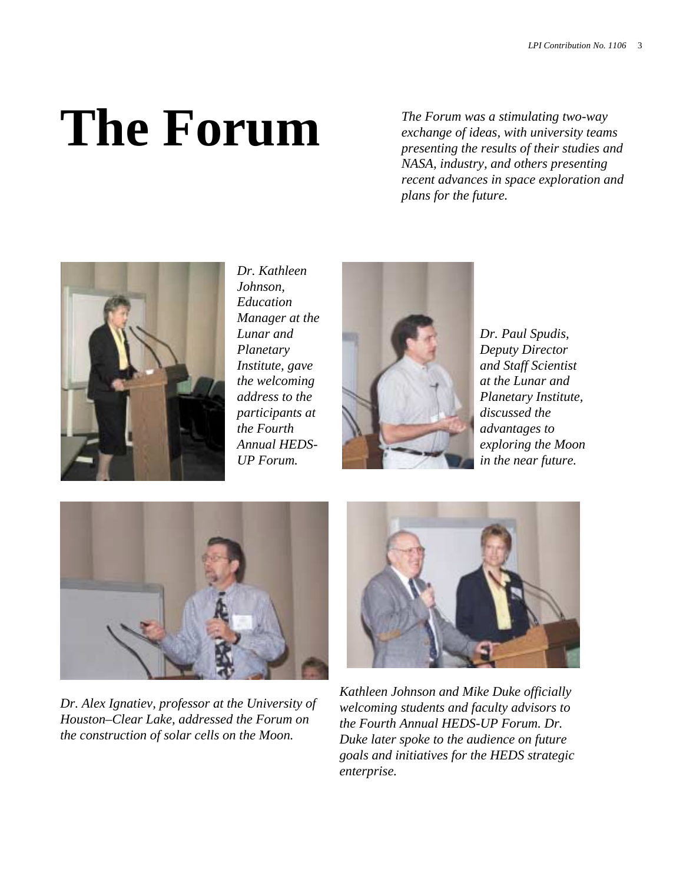# The Forum

*The Forum was a stimulating two-way exchange of ideas, with university teams presenting the results of their studies and NASA, industry, and others presenting recent advances in space exploration and plans for the future.*

*Dr. Kathleen Johnson, Education Manager at the Lunar and Planetary Institute, gave the welcoming address to the participants at the Fourth Annual HEDS-UP Forum.*

*Dr. Paul Spudis, Deputy Director and Staff Scientist at the Lunar and Planetary Institute, discussed the advantages to exploring the Moon in the near future.*

*Dr. Alex Ignatiev, professor at the University of Houston–Clear Lake, addressed the Forum on the construction of solar cells on the Moon.*

*Kathleen Johnson and Mike Duke officially welcoming students and faculty advisors to the Fourth Annual HEDS-UP Forum. Dr. Duke later spoke to the audience on future goals and initiatives for the HEDS strategic enterprise.*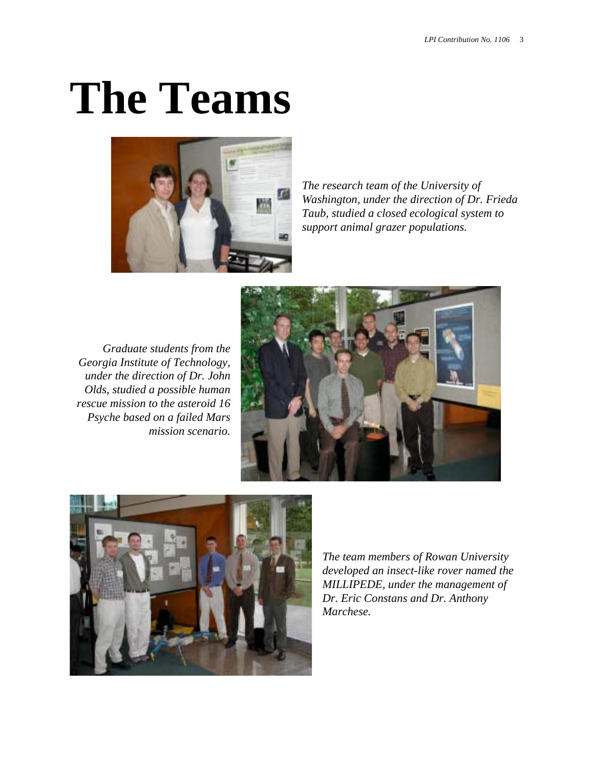# The Teams

*The research team of the University of Washington, under the direction of Dr. Frieda Taub, studied a closed ecological system to support animal grazer populations.*

*Graduate students from the Georgia Institute of Technology, under the direction of Dr. John Olds, studied a possible human rescue mission to the asteroid 16 Psyche based on a failed Mars mission scenario.*

*The team members of Rowan University developed an insect-like rover named the MILLIPEDE, under the management of Dr. Eric Constans and Dr. Anthony Marchese.*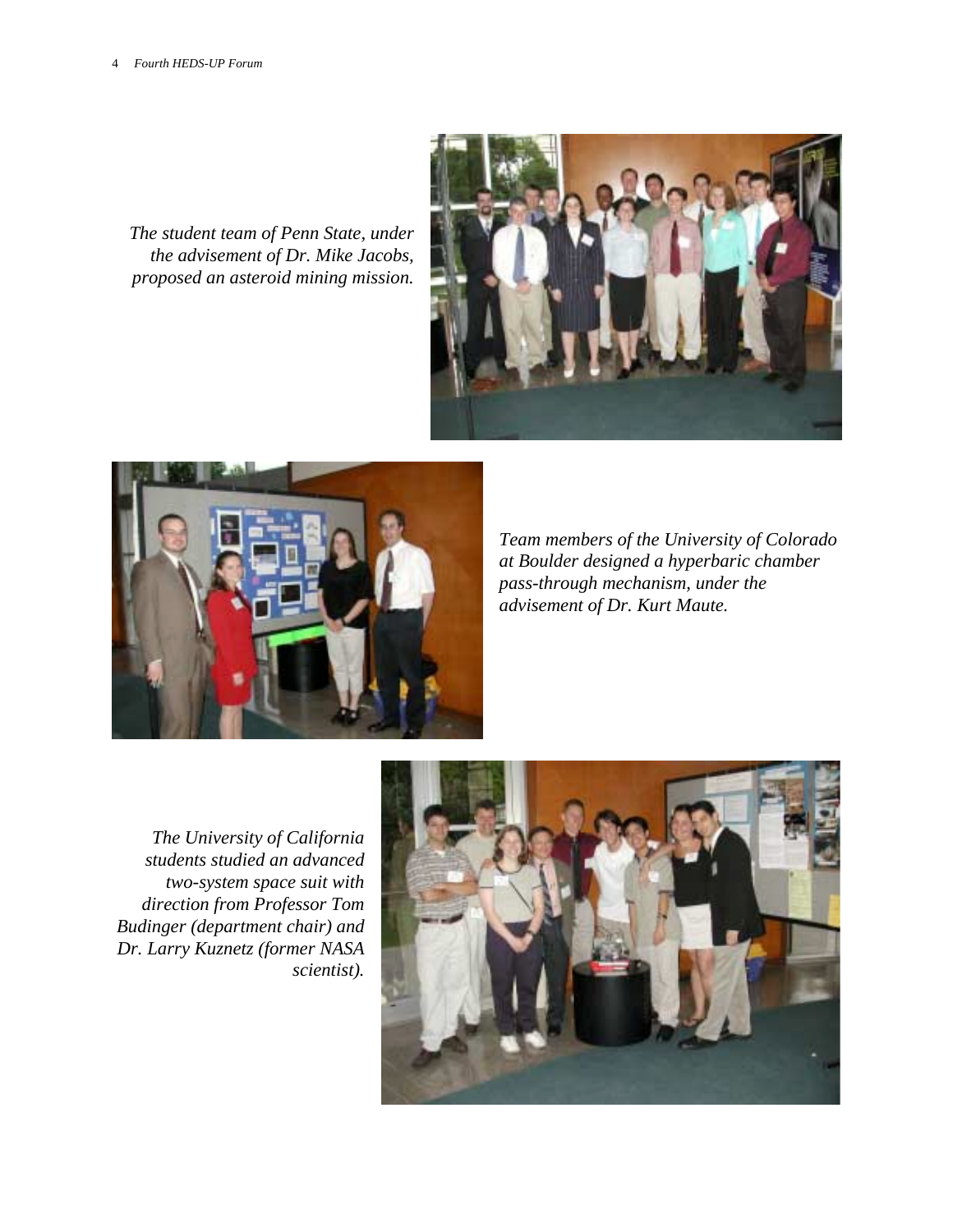*The student team of Penn State, under the advisement of Dr. Mike Jacobs, proposed an asteroid mining mission.*

*Team members of the University of Colorado at Boulder designed a hyperbaric chamber pass-through mechanism, under the advisement of Dr. Kurt Maute.*

*The University of California students studied an advanced two-system space suit with direction from Professor Tom Budinger (department chair) and Dr. Larry Kuznetz (former NASA scientist).*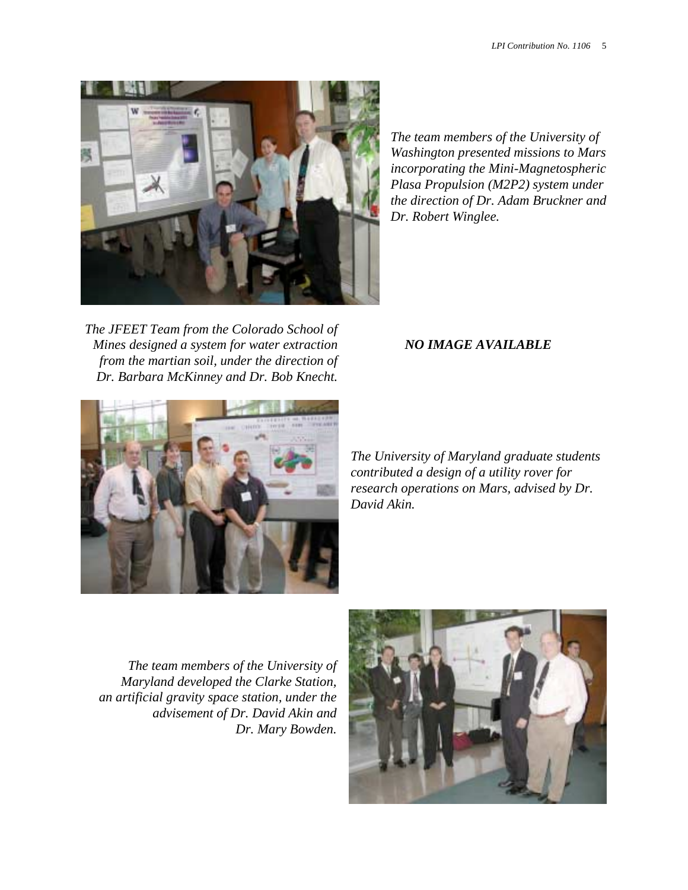*The team members of the University of Washington presented missions to Mars incorporating the Mini-Magnetospheric Plasa Propulsion (M2P2) system under the direction of Dr. Adam Bruckner and Dr. Robert Winglee.*

*The JFEET Team from the Colorado School of Mines designed a system for water extraction from the martian soil, under the direction of Dr. Barbara McKinney and Dr. Bob Knecht.*

***NO IMAGE AVAILABLE***

*The University of Maryland graduate students contributed a design of a utility rover for research operations on Mars, advised by Dr. David Akin.*

*The team members of the University of Maryland developed the Clarke Station, an artificial gravity space station, under the advisement of Dr. David Akin and Dr. Mary Bowden.*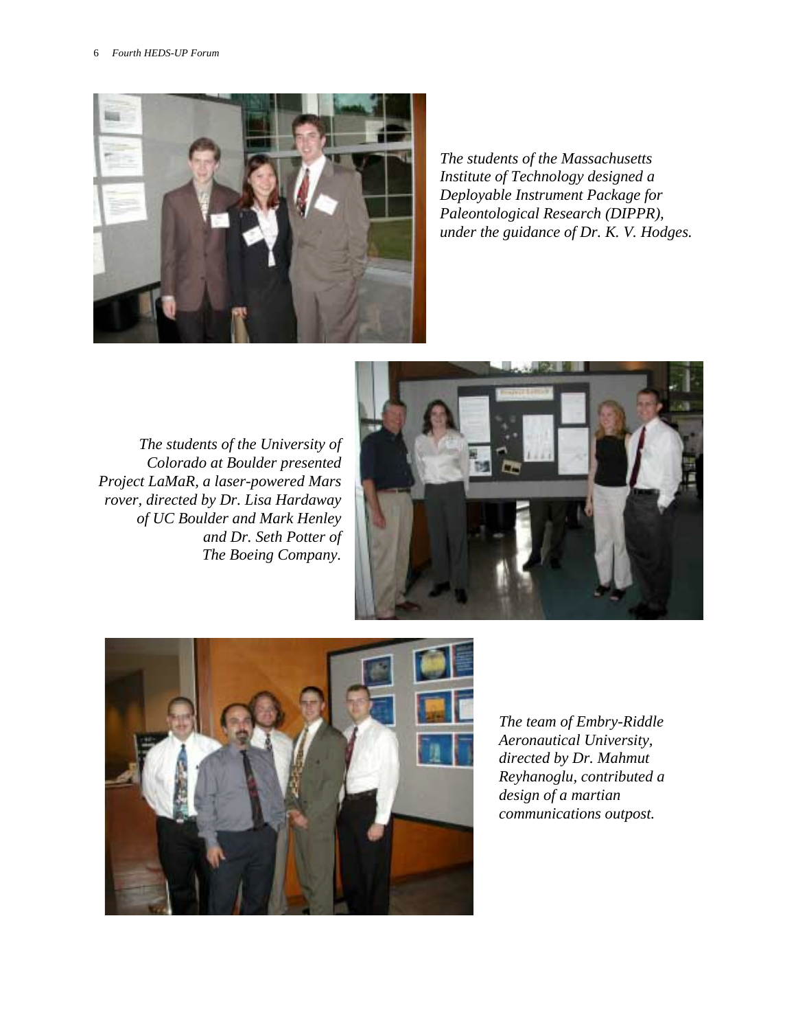*The students of the Massachusetts Institute of Technology designed a Deployable Instrument Package for Paleontological Research (DIPPR), under the guidance of Dr. K. V. Hodges.*

*The students of the University of Colorado at Boulder presented Project LaMaR, a laser-powered Mars rover, directed by Dr. Lisa Hardaway of UC Boulder and Mark Henley and Dr. Seth Potter of The Boeing Company.*

*The team of Embry-Riddle Aeronautical University, directed by Dr. Mahmut Reyhanoglu, contributed a design of a martian communications outpost.*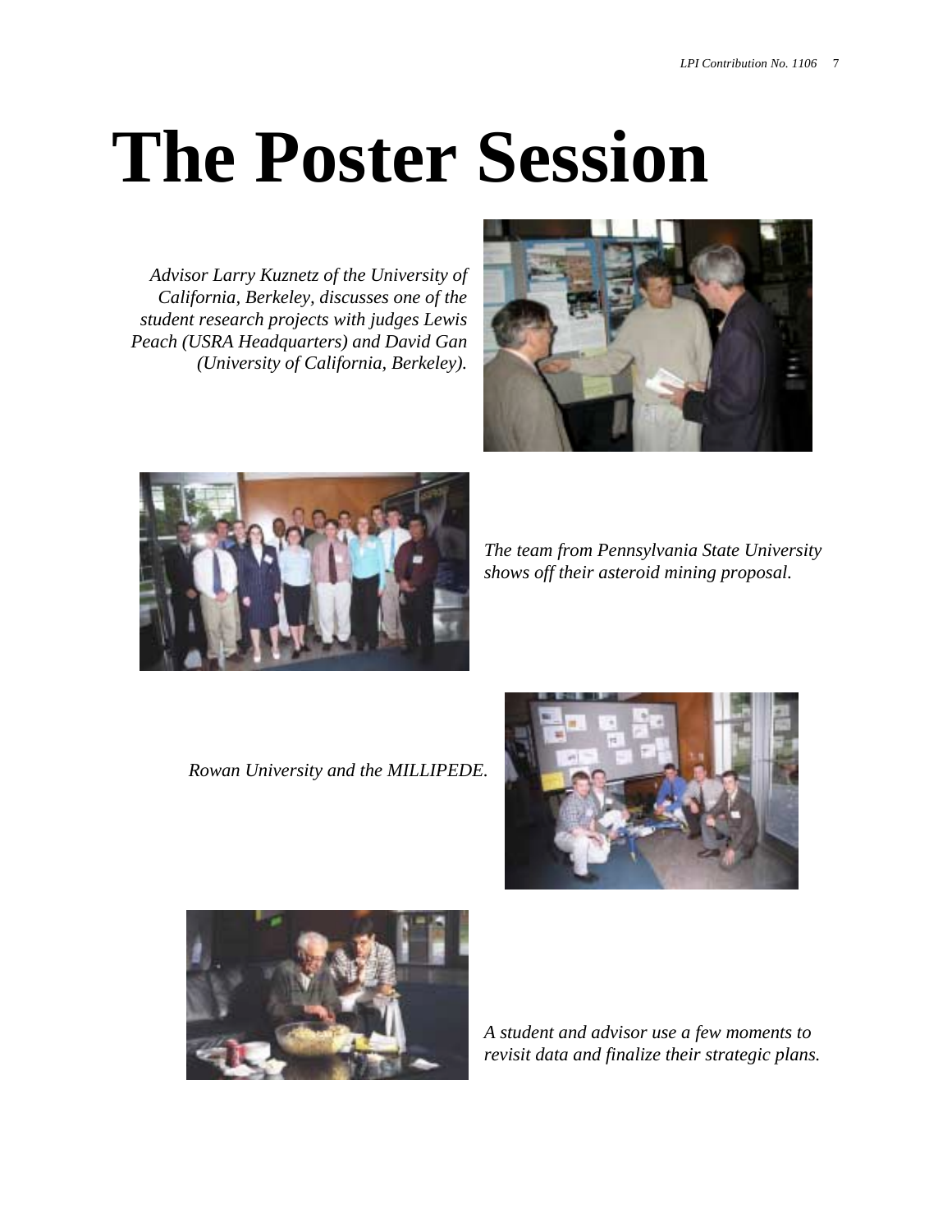# The Poster Session

*Advisor Larry Kuznetz of the University of California, Berkeley, discusses one of the student research projects with judges Lewis Peach (USRA Headquarters) and David Gan (University of California, Berkeley).*

*The team from Pennsylvania State University shows off their asteroid mining proposal.*

*Rowan University and the MILLIPEDE.*

*A student and advisor use a few moments to revisit data and finalize their strategic plans.*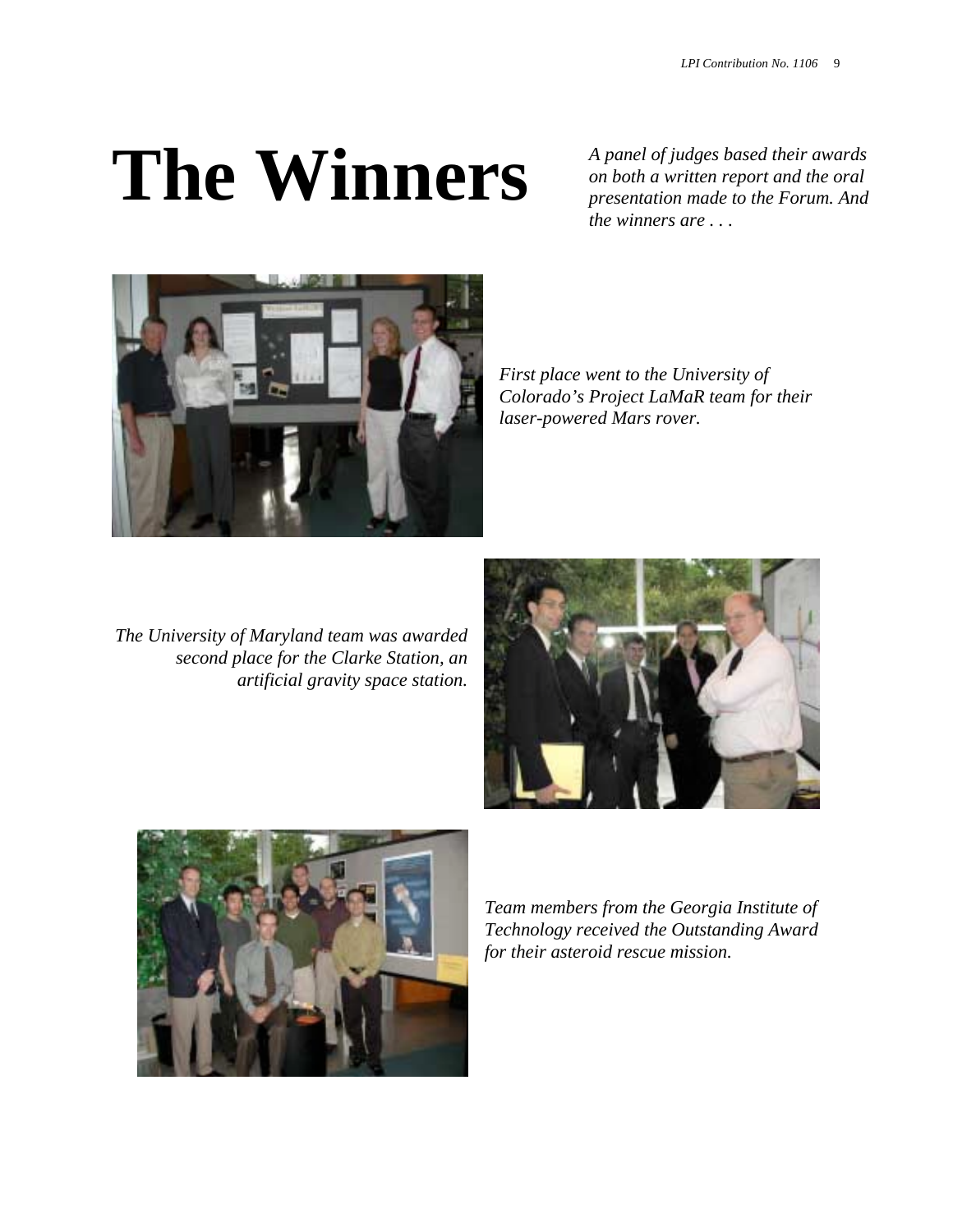# The Winners

*A panel of judges based their awards on both a written report and the oral presentation made to the Forum. And the winners are . . .*

*First place went to the University of Colorado's Project LaMaR team for their laser-powered Mars rover.*

*The University of Maryland team was awarded second place for the Clarke Station, an artificial gravity space station.*

*Team members from the Georgia Institute of Technology received the Outstanding Award for their asteroid rescue mission.*